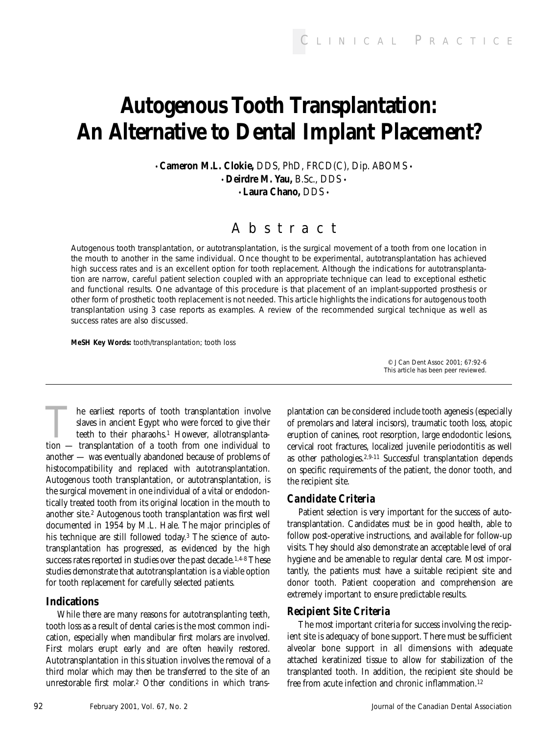# Autogenous Tooth Transplantation: An Alternative to Dental Implant Placement?

• **Cameron M.L. Clokie,** DDS, PhD, FRCD(C), Dip. ABOMS •
• **Deirdre M. Yau,** B.Sc., DDS •
• **Laura Chano,** DDS •

## Abstract

Autogenous tooth transplantation, or autotransplantation, is the surgical movement of a tooth from one location in the mouth to another in the same individual. Once thought to be experimental, autotransplantation has achieved high success rates and is an excellent option for tooth replacement. Although the indications for autotransplantation are narrow, careful patient selection coupled with an appropriate technique can lead to exceptional esthetic and functional results. One advantage of this procedure is that placement of an implant-supported prosthesis or other form of prosthetic tooth replacement is not needed. This article highlights the indications for autogenous tooth transplantation using 3 case reports as examples. A review of the recommended surgical technique as well as success rates are also discussed.

**MeSH Key Words:** tooth/transplantation; tooth loss

© J Can Dent Assoc 2001; 67:92-6
This article has been peer reviewed.

The earliest reports of tooth transplantation involve slaves in ancient Egypt who were forced to give their teeth to their pharaohs.[1] However, allotransplantation — transplantation of a tooth from one individual to another — was eventually abandoned because of problems of histocompatibility and replaced with autotransplantation. Autogenous tooth transplantation, or autotransplantation, is the surgical movement in one individual of a vital or endodontically treated tooth from its original location in the mouth to another site.[2] Autogenous tooth transplantation was first well documented in 1954 by M.L. Hale. The major principles of his technique are still followed today.[3] The science of autotransplantation has progressed, as evidenced by the high success rates reported in studies over the past decade.[1,4-8] These studies demonstrate that autotransplantation is a viable option for tooth replacement for carefully selected patients.

### Indications

While there are many reasons for autotransplanting teeth, tooth loss as a result of dental caries is the most common indication, especially when mandibular first molars are involved. First molars erupt early and are often heavily restored. Autotransplantation in this situation involves the removal of a third molar which may then be transferred to the site of an unrestorable first molar.[2] Other conditions in which transplantation can be considered include tooth agenesis (especially of premolars and lateral incisors), traumatic tooth loss, atopic eruption of canines, root resorption, large endodontic lesions, cervical root fractures, localized juvenile periodontitis as well as other pathologies.[2,9-11] Successful transplantation depends on specific requirements of the patient, the donor tooth, and the recipient site.

### Candidate Criteria

Patient selection is very important for the success of autotransplantation. Candidates must be in good health, able to follow post-operative instructions, and available for follow-up visits. They should also demonstrate an acceptable level of oral hygiene and be amenable to regular dental care. Most importantly, the patients must have a suitable recipient site and donor tooth. Patient cooperation and comprehension are extremely important to ensure predictable results.

### Recipient Site Criteria

The most important criteria for success involving the recipient site is adequacy of bone support. There must be sufficient alveolar bone support in all dimensions with adequate attached keratinized tissue to allow for stabilization of the transplanted tooth. In addition, the recipient site should be free from acute infection and chronic inflammation.[12]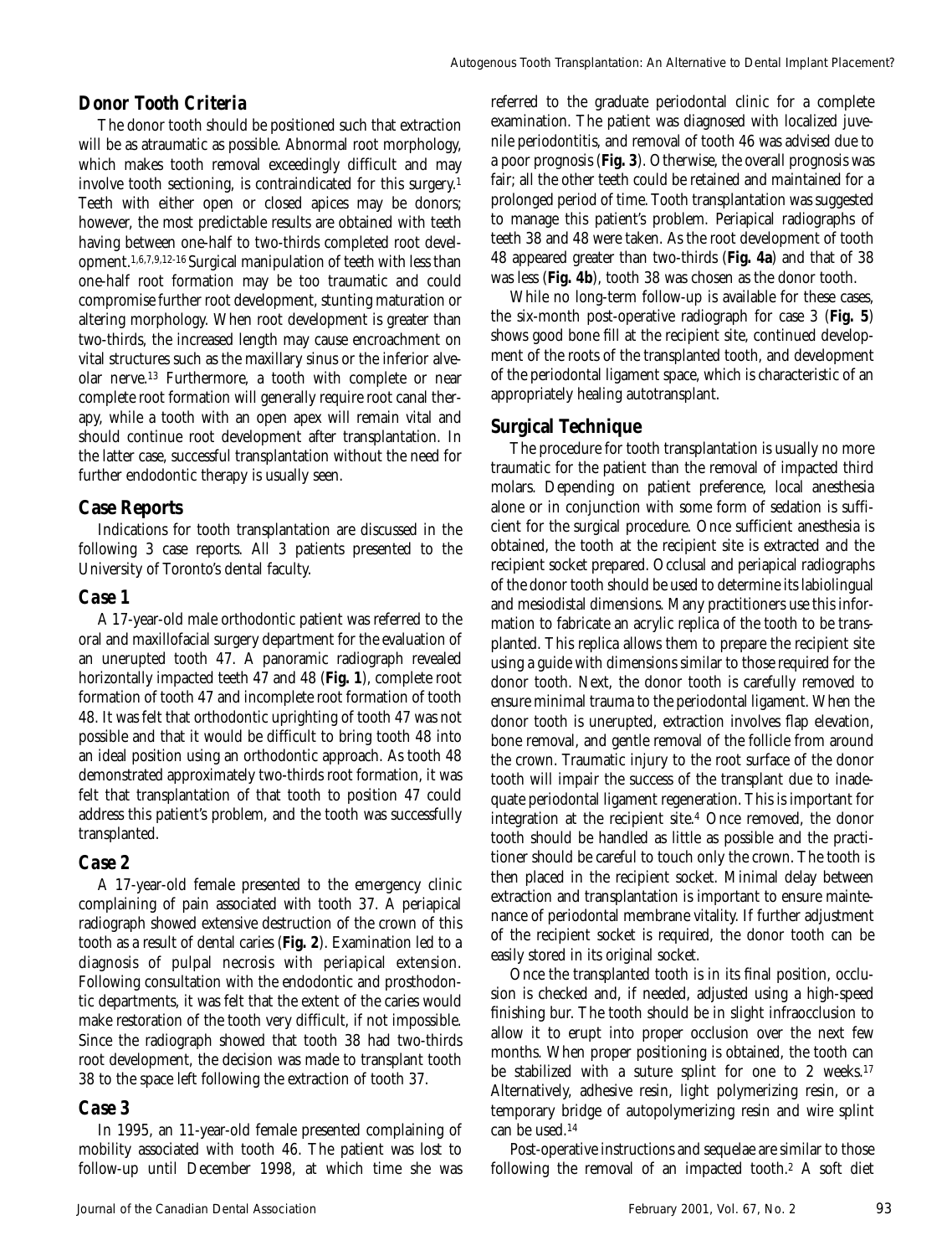## Donor Tooth Criteria

The donor tooth should be positioned such that extraction will be as atraumatic as possible. Abnormal root morphology, which makes tooth removal exceedingly difficult and may involve tooth sectioning, is contraindicated for this surgery.[1] Teeth with either open or closed apices may be donors; however, the most predictable results are obtained with teeth having between one-half to two-thirds completed root development.[1,6,7,9,12-16] Surgical manipulation of teeth with less than one-half root formation may be too traumatic and could compromise further root development, stunting maturation or altering morphology. When root development is greater than two-thirds, the increased length may cause encroachment on vital structures such as the maxillary sinus or the inferior alveolar nerve.[13] Furthermore, a tooth with complete or near complete root formation will generally require root canal therapy, while a tooth with an open apex will remain vital and should continue root development after transplantation. In the latter case, successful transplantation without the need for further endodontic therapy is usually seen.

## Case Reports

Indications for tooth transplantation are discussed in the following 3 case reports. All 3 patients presented to the University of Toronto's dental faculty.

### Case 1

A 17-year-old male orthodontic patient was referred to the oral and maxillofacial surgery department for the evaluation of an unerupted tooth 47. A panoramic radiograph revealed horizontally impacted teeth 47 and 48 (**Fig. 1**), complete root formation of tooth 47 and incomplete root formation of tooth 48. It was felt that orthodontic uprighting of tooth 47 was not possible and that it would be difficult to bring tooth 48 into an ideal position using an orthodontic approach. As tooth 48 demonstrated approximately two-thirds root formation, it was felt that transplantation of that tooth to position 47 could address this patient's problem, and the tooth was successfully transplanted.

### Case 2

A 17-year-old female presented to the emergency clinic complaining of pain associated with tooth 37. A periapical radiograph showed extensive destruction of the crown of this tooth as a result of dental caries (**Fig. 2**). Examination led to a diagnosis of pulpal necrosis with periapical extension. Following consultation with the endodontic and prosthodontic departments, it was felt that the extent of the caries would make restoration of the tooth very difficult, if not impossible. Since the radiograph showed that tooth 38 had two-thirds root development, the decision was made to transplant tooth 38 to the space left following the extraction of tooth 37.

### Case 3

In 1995, an 11-year-old female presented complaining of mobility associated with tooth 46. The patient was lost to follow-up until December 1998, at which time she was referred to the graduate periodontal clinic for a complete examination. The patient was diagnosed with localized juvenile periodontitis, and removal of tooth 46 was advised due to a poor prognosis (**Fig. 3**). Otherwise, the overall prognosis was fair; all the other teeth could be retained and maintained for a prolonged period of time. Tooth transplantation was suggested to manage this patient's problem. Periapical radiographs of teeth 38 and 48 were taken. As the root development of tooth 48 appeared greater than two-thirds (**Fig. 4a**) and that of 38 was less (**Fig. 4b**), tooth 38 was chosen as the donor tooth.

While no long-term follow-up is available for these cases, the six-month post-operative radiograph for case 3 (**Fig. 5**) shows good bone fill at the recipient site, continued development of the roots of the transplanted tooth, and development of the periodontal ligament space, which is characteristic of an appropriately healing autotransplant.

## Surgical Technique

The procedure for tooth transplantation is usually no more traumatic for the patient than the removal of impacted third molars. Depending on patient preference, local anesthesia alone or in conjunction with some form of sedation is sufficient for the surgical procedure. Once sufficient anesthesia is obtained, the tooth at the recipient site is extracted and the recipient socket prepared. Occlusal and periapical radiographs of the donor tooth should be used to determine its labiolingual and mesiodistal dimensions. Many practitioners use this information to fabricate an acrylic replica of the tooth to be transplanted. This replica allows them to prepare the recipient site using a guide with dimensions similar to those required for the donor tooth. Next, the donor tooth is carefully removed to ensure minimal trauma to the periodontal ligament. When the donor tooth is unerupted, extraction involves flap elevation, bone removal, and gentle removal of the follicle from around the crown. Traumatic injury to the root surface of the donor tooth will impair the success of the transplant due to inadequate periodontal ligament regeneration. This is important for integration at the recipient site.[4] Once removed, the donor tooth should be handled as little as possible and the practitioner should be careful to touch only the crown. The tooth is then placed in the recipient socket. Minimal delay between extraction and transplantation is important to ensure maintenance of periodontal membrane vitality. If further adjustment of the recipient socket is required, the donor tooth can be easily stored in its original socket.

Once the transplanted tooth is in its final position, occlusion is checked and, if needed, adjusted using a high-speed finishing bur. The tooth should be in slight infraocclusion to allow it to erupt into proper occlusion over the next few months. When proper positioning is obtained, the tooth can be stabilized with a suture splint for one to 2 weeks.[17] Alternatively, adhesive resin, light polymerizing resin, or a temporary bridge of autopolymerizing resin and wire splint can be used.[14]

Post-operative instructions and sequelae are similar to those following the removal of an impacted tooth.[2] A soft diet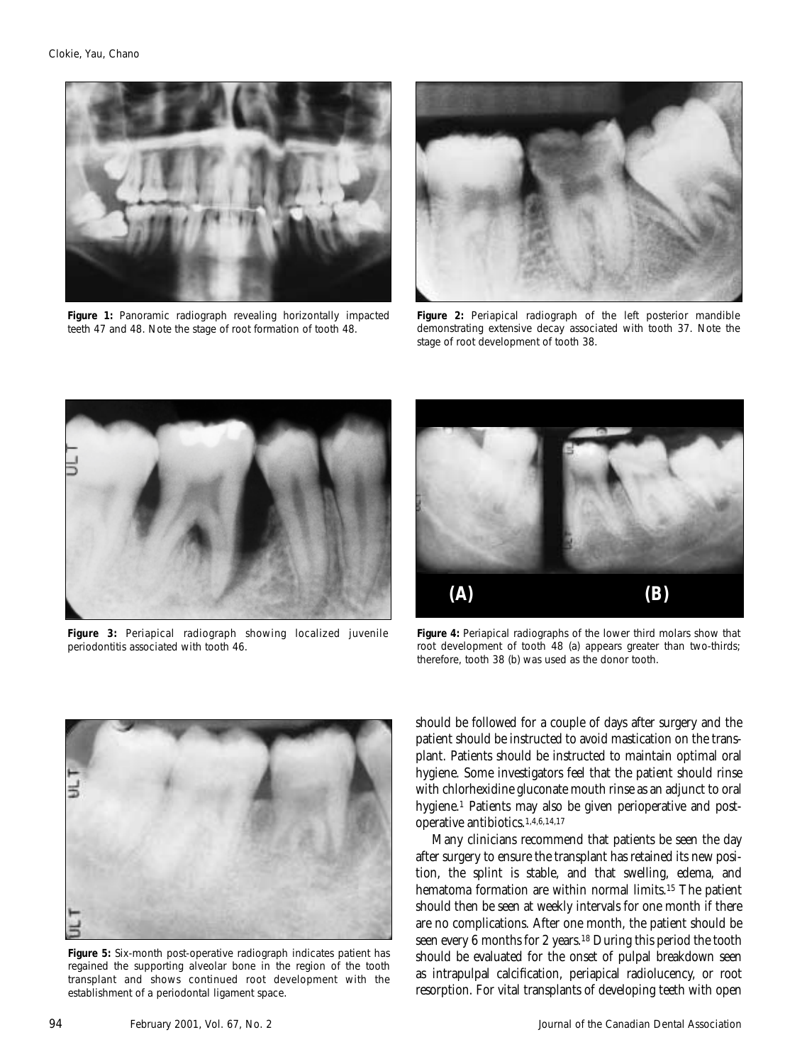**Figure 1:** Panoramic radiograph revealing horizontally impacted teeth 47 and 48. Note the stage of root formation of tooth 48.

**Figure 2:** Periapical radiograph of the left posterior mandible demonstrating extensive decay associated with tooth 37. Note the stage of root development of tooth 38.

**Figure 3:** Periapical radiograph showing localized juvenile periodontitis associated with tooth 46.

**Figure 4:** Periapical radiographs of the lower third molars show that root development of tooth 48 (a) appears greater than two-thirds; therefore, tooth 38 (b) was used as the donor tooth.

**Figure 5:** Six-month post-operative radiograph indicates patient has regained the supporting alveolar bone in the region of the tooth transplant and shows continued root development with the establishment of a periodontal ligament space.

should be followed for a couple of days after surgery and the patient should be instructed to avoid mastication on the transplant. Patients should be instructed to maintain optimal oral hygiene. Some investigators feel that the patient should rinse with chlorhexidine gluconate mouth rinse as an adjunct to oral hygiene.[1] Patients may also be given perioperative and post-operative antibiotics.[1,4,6,14,17]

Many clinicians recommend that patients be seen the day after surgery to ensure the transplant has retained its new position, the splint is stable, and that swelling, edema, and hematoma formation are within normal limits.[15] The patient should then be seen at weekly intervals for one month if there are no complications. After one month, the patient should be seen every 6 months for 2 years.[18] During this period the tooth should be evaluated for the onset of pulpal breakdown seen as intrapulpal calcification, periapical radiolucency, or root resorption. For vital transplants of developing teeth with open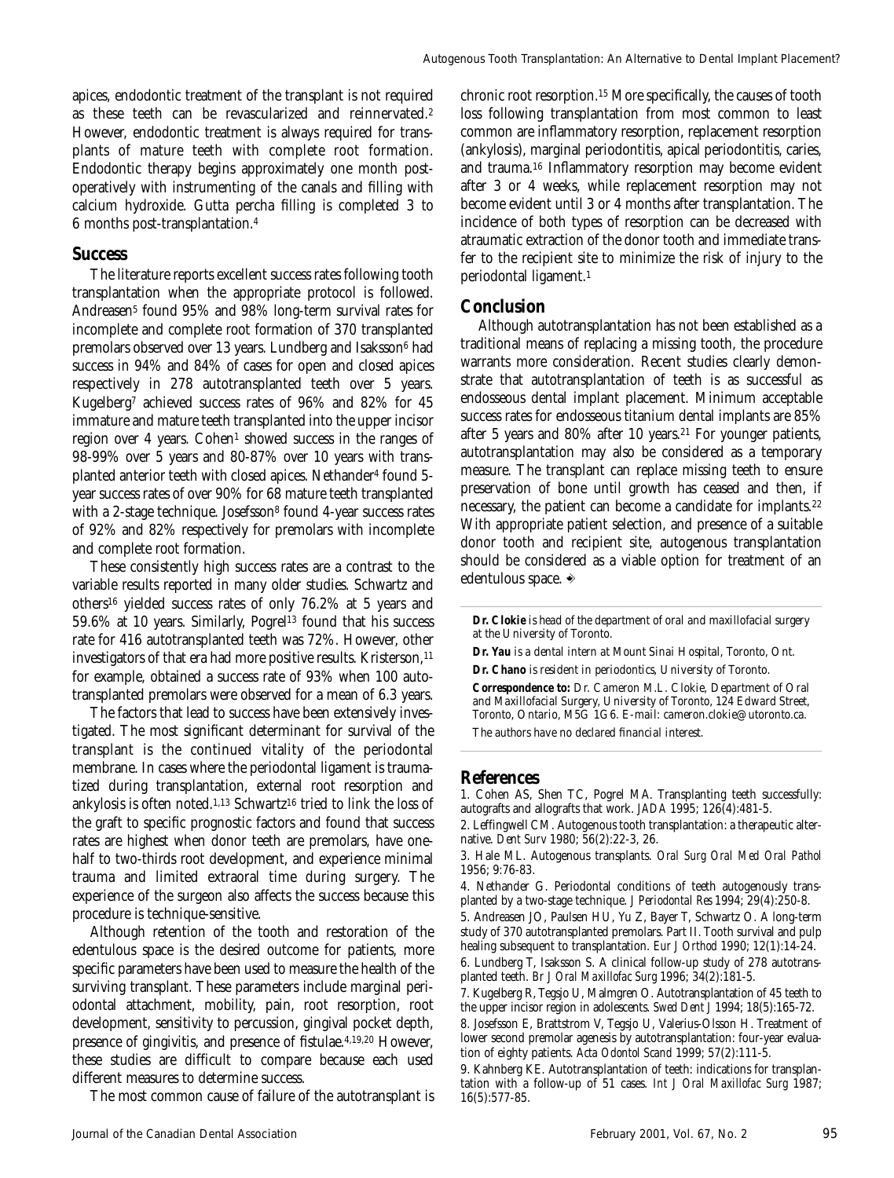apices, endodontic treatment of the transplant is not required as these teeth can be revascularized and reinnervated.[2] However, endodontic treatment is always required for transplants of mature teeth with complete root formation. Endodontic therapy begins approximately one month postoperatively with instrumenting of the canals and filling with calcium hydroxide. Gutta percha filling is completed 3 to 6 months post-transplantation.[4]

## Success

The literature reports excellent success rates following tooth transplantation when the appropriate protocol is followed. Andreasen[5] found 95% and 98% long-term survival rates for incomplete and complete root formation of 370 transplanted premolars observed over 13 years. Lundberg and Isaksson[6] had success in 94% and 84% of cases for open and closed apices respectively in 278 autotransplanted teeth over 5 years. Kugelberg[7] achieved success rates of 96% and 82% for 45 immature and mature teeth transplanted into the upper incisor region over 4 years. Cohen[1] showed success in the ranges of 98-99% over 5 years and 80-87% over 10 years with transplanted anterior teeth with closed apices. Nethander[4] found 5-year success rates of over 90% for 68 mature teeth transplanted with a 2-stage technique. Josefsson[8] found 4-year success rates of 92% and 82% respectively for premolars with incomplete and complete root formation.

These consistently high success rates are a contrast to the variable results reported in many older studies. Schwartz and others[16] yielded success rates of only 76.2% at 5 years and 59.6% at 10 years. Similarly, Pogrel[13] found that his success rate for 416 autotransplanted teeth was 72%. However, other investigators of that era had more positive results. Kristerson,[11] for example, obtained a success rate of 93% when 100 autotransplanted premolars were observed for a mean of 6.3 years.

The factors that lead to success have been extensively investigated. The most significant determinant for survival of the transplant is the continued vitality of the periodontal membrane. In cases where the periodontal ligament is traumatized during transplantation, external root resorption and ankylosis is often noted.[1,13] Schwartz[16] tried to link the loss of the graft to specific prognostic factors and found that success rates are highest when donor teeth are premolars, have one-half to two-thirds root development, and experience minimal trauma and limited extraoral time during surgery. The experience of the surgeon also affects the success because this procedure is technique-sensitive.

Although retention of the tooth and restoration of the edentulous space is the desired outcome for patients, more specific parameters have been used to measure the health of the surviving transplant. These parameters include marginal periodontal attachment, mobility, pain, root resorption, root development, sensitivity to percussion, gingival pocket depth, presence of gingivitis, and presence of fistulae.[4,19,20] However, these studies are difficult to compare because each used different measures to determine success.

The most common cause of failure of the autotransplant is chronic root resorption.[15] More specifically, the causes of tooth loss following transplantation from most common to least common are inflammatory resorption, replacement resorption (ankylosis), marginal periodontitis, apical periodontitis, caries, and trauma.[16] Inflammatory resorption may become evident after 3 or 4 weeks, while replacement resorption may not become evident until 3 or 4 months after transplantation. The incidence of both types of resorption can be decreased with atraumatic extraction of the donor tooth and immediate transfer to the recipient site to minimize the risk of injury to the periodontal ligament.[1]

## Conclusion

Although autotransplantation has not been established as a traditional means of replacing a missing tooth, the procedure warrants more consideration. Recent studies clearly demonstrate that autotransplantation of teeth is as successful as endosseous dental implant placement. Minimum acceptable success rates for endosseous titanium dental implants are 85% after 5 years and 80% after 10 years.[21] For younger patients, autotransplantation may also be considered as a temporary measure. The transplant can replace missing teeth to ensure preservation of bone until growth has ceased and then, if necessary, the patient can become a candidate for implants.[22] With appropriate patient selection, and presence of a suitable donor tooth and recipient site, autogenous transplantation should be considered as a viable option for treatment of an edentulous space. ◆

---

**Dr. Clokie** is head of the department of oral and maxillofacial surgery at the University of Toronto.

**Dr. Yau** is a dental intern at Mount Sinai Hospital, Toronto, Ont.

**Dr. Chano** is resident in periodontics, University of Toronto.

**Correspondence to:** Dr. Cameron M.L. Clokie, Department of Oral and Maxillofacial Surgery, University of Toronto, 124 Edward Street, Toronto, Ontario, M5G 1G6. E-mail: cameron.clokie@utoronto.ca.

*The authors have no declared financial interest.*

---

## References

1. Cohen AS, Shen TC, Pogrel MA. Transplanting teeth successfully: autografts and allografts that work. *JADA* 1995; 126(4):481-5.
2. Leffingwell CM. Autogenous tooth transplantation: a therapeutic alternative. *Dent Surv* 1980; 56(2):22-3, 26.
3. Hale ML. Autogenous transplants. *Oral Surg Oral Med Oral Pathol* 1956; 9:76-83.
4. Nethander G. Periodontal conditions of teeth autogenously transplanted by a two-stage technique. *J Periodontal Res* 1994; 29(4):250-8.
5. Andreasen JO, Paulsen HU, Yu Z, Bayer T, Schwartz O. A long-term study of 370 autotransplanted premolars. Part II. Tooth survival and pulp healing subsequent to transplantation. *Eur J Orthod* 1990; 12(1):14-24.
6. Lundberg T, Isaksson S. A clinical follow-up study of 278 autotransplanted teeth. *Br J Oral Maxillofac Surg* 1996; 34(2):181-5.
7. Kugelberg R, Tegsjo U, Malmgren O. Autotransplantation of 45 teeth to the upper incisor region in adolescents. *Swed Dent J* 1994; 18(5):165-72.
8. Josefsson E, Brattstrom V, Tegsjo U, Valerius-Olsson H. Treatment of lower second premolar agenesis by autotransplantation: four-year evaluation of eighty patients. *Acta Odontol Scand* 1999; 57(2):111-5.
9. Kahnberg KE. Autotransplantation of teeth: indications for transplantation with a follow-up of 51 cases. *Int J Oral Maxillofac Surg* 1987; 16(5):577-85.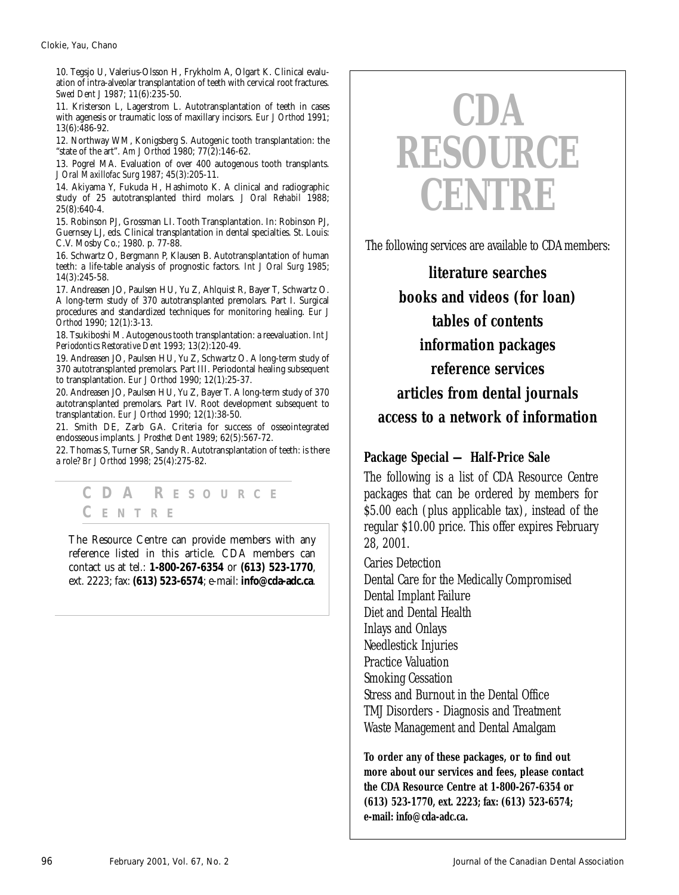10. Tegsjo U, Valerius-Olsson H, Frykholm A, Olgart K. Clinical evaluation of intra-alveolar transplantation of teeth with cervical root fractures. *Swed Dent J* 1987; 11(6):235-50.

11. Kristerson L, Lagerstrom L. Autotransplantation of teeth in cases with agenesis or traumatic loss of maxillary incisors. *Eur J Orthod* 1991; 13(6):486-92.

12. Northway WM, Konigsberg S. Autogenic tooth transplantation: the "state of the art". *Am J Orthod* 1980; 77(2):146-62.

13. Pogrel MA. Evaluation of over 400 autogenous tooth transplants. *J Oral Maxillofac Surg* 1987; 45(3):205-11.

14. Akiyama Y, Fukuda H, Hashimoto K. A clinical and radiographic study of 25 autotransplanted third molars. *J Oral Rehabil* 1988; 25(8):640-4.

15. Robinson PJ, Grossman LI. Tooth Transplantation. In: Robinson PJ, Guernsey LJ, eds. Clinical transplantation in dental specialties. St. Louis: C.V. Mosby Co.; 1980. p. 77-88.

16. Schwartz O, Bergmann P, Klausen B. Autotransplantation of human teeth: a life-table analysis of prognostic factors. *Int J Oral Surg* 1985; 14(3):245-58.

17. Andreasen JO, Paulsen HU, Yu Z, Ahlquist R, Bayer T, Schwartz O. A long-term study of 370 autotransplanted premolars. Part I. Surgical procedures and standardized techniques for monitoring healing. *Eur J Orthod* 1990; 12(1):3-13.

18. Tsukiboshi M. Autogenous tooth transplantation: a reevaluation. *Int J Periodontics Restorative Dent* 1993; 13(2):120-49.

19. Andreasen JO, Paulsen HU, Yu Z, Schwartz O. A long-term study of 370 autotransplanted premolars. Part III. Periodontal healing subsequent to transplantation. *Eur J Orthod* 1990; 12(1):25-37.

20. Andreasen JO, Paulsen HU, Yu Z, Bayer T. A long-term study of 370 autotransplanted premolars. Part IV. Root development subsequent to transplantation. *Eur J Orthod* 1990; 12(1):38-50.

21. Smith DE, Zarb GA. Criteria for success of osseointegrated endosseous implants. *J Prosthet Dent* 1989; 62(5):567-72.

22. Thomas S, Turner SR, Sandy R. Autotransplantation of teeth: is there a role? *Br J Orthod* 1998; 25(4):275-82.

## CDA Resource Centre

The Resource Centre can provide members with any reference listed in this article. CDA members can contact us at tel.: **1-800-267-6354** or **(613) 523-1770**, ext. 2223; fax: **(613) 523-6574**; e-mail: **info@cda-adc.ca**.

# CDA RESOURCE CENTRE

The following services are available to CDA members:

**literature searches**
**books and videos (for loan)**
**tables of contents**
**information packages**
**reference services**
**articles from dental journals**
**access to a network of information**

### Package Special — Half-Price Sale

The following is a list of CDA Resource Centre packages that can be ordered by members for $5.00 each (plus applicable tax), instead of the regular $10.00 price. This offer expires February 28, 2001.

Caries Detection
Dental Care for the Medically Compromised
Dental Implant Failure
Diet and Dental Health
Inlays and Onlays
Needlestick Injuries
Practice Valuation
Smoking Cessation
Stress and Burnout in the Dental Office
TMJ Disorders - Diagnosis and Treatment
Waste Management and Dental Amalgam

**To order any of these packages, or to find out more about our services and fees, please contact the CDA Resource Centre at 1-800-267-6354 or (613) 523-1770, ext. 2223; fax: (613) 523-6574; e-mail: info@cda-adc.ca.**